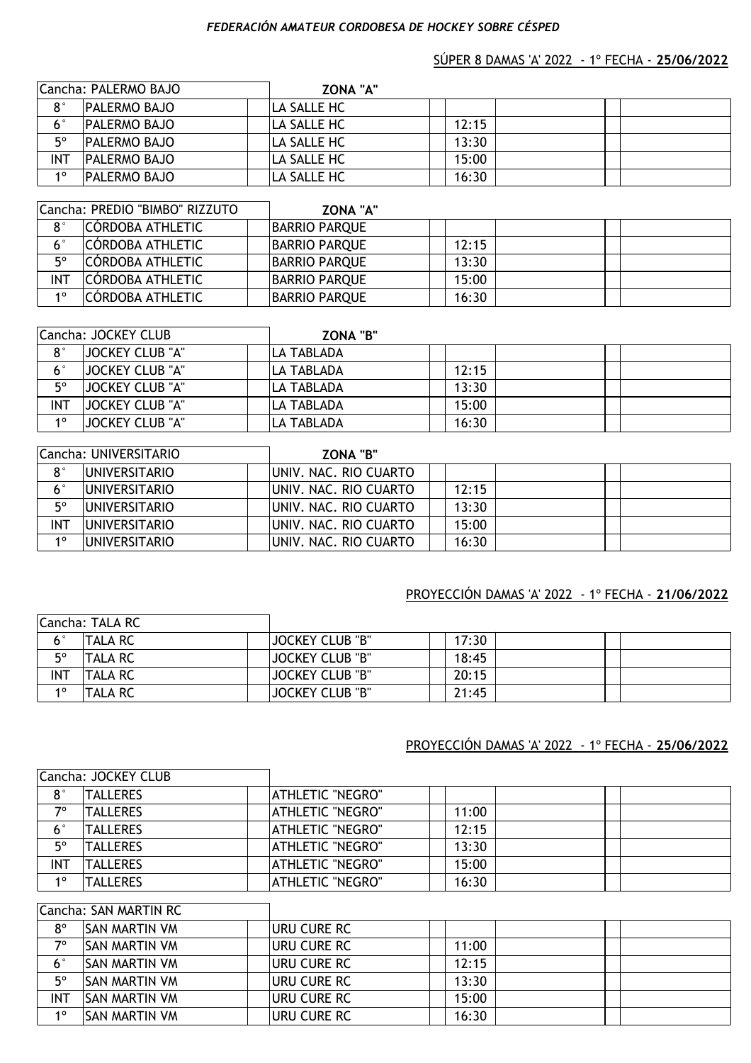*FEDERACIÓN AMATEUR CORDOBESA DE HOCKEY SOBRE CÉSPED*

SÚPER 8 DAMAS 'A' 2022 - 1º FECHA - **25/06/2022**

| Cancha: PALERMO BAJO | | ZONA "A" | | | |
|---|---|---|---|---|---|
| 8° | PALERMO BAJO | LA SALLE HC | | | |
| 6° | PALERMO BAJO | LA SALLE HC | 12:15 | | |
| 5º | PALERMO BAJO | LA SALLE HC | 13:30 | | |
| INT | PALERMO BAJO | LA SALLE HC | 15:00 | | |
| 1º | PALERMO BAJO | LA SALLE HC | 16:30 | | |

| Cancha: PREDIO "BIMBO" RIZZUTO | | ZONA "A" | | | |
|---|---|---|---|---|---|
| 8° | CÓRDOBA ATHLETIC | BARRIO PARQUE | | | |
| 6° | CÓRDOBA ATHLETIC | BARRIO PARQUE | 12:15 | | |
| 5º | CÓRDOBA ATHLETIC | BARRIO PARQUE | 13:30 | | |
| INT | CÓRDOBA ATHLETIC | BARRIO PARQUE | 15:00 | | |
| 1º | CÓRDOBA ATHLETIC | BARRIO PARQUE | 16:30 | | |

| Cancha: JOCKEY CLUB | | ZONA "B" | | | |
|---|---|---|---|---|---|
| 8° | JOCKEY CLUB "A" | LA TABLADA | | | |
| 6° | JOCKEY CLUB "A" | LA TABLADA | 12:15 | | |
| 5º | JOCKEY CLUB "A" | LA TABLADA | 13:30 | | |
| INT | JOCKEY CLUB "A" | LA TABLADA | 15:00 | | |
| 1º | JOCKEY CLUB "A" | LA TABLADA | 16:30 | | |

| Cancha: UNIVERSITARIO | | ZONA "B" | | | |
|---|---|---|---|---|---|
| 8° | UNIVERSITARIO | UNIV. NAC. RIO CUARTO | | | |
| 6° | UNIVERSITARIO | UNIV. NAC. RIO CUARTO | 12:15 | | |
| 5º | UNIVERSITARIO | UNIV. NAC. RIO CUARTO | 13:30 | | |
| INT | UNIVERSITARIO | UNIV. NAC. RIO CUARTO | 15:00 | | |
| 1º | UNIVERSITARIO | UNIV. NAC. RIO CUARTO | 16:30 | | |

PROYECCIÓN DAMAS 'A' 2022 - 1º FECHA - **21/06/2022**

| Cancha: TALA RC | | | | | |
|---|---|---|---|---|---|
| 6° | TALA RC | JOCKEY CLUB "B" | 17:30 | | |
| 5º | TALA RC | JOCKEY CLUB "B" | 18:45 | | |
| INT | TALA RC | JOCKEY CLUB "B" | 20:15 | | |
| 1º | TALA RC | JOCKEY CLUB "B" | 21:45 | | |

PROYECCIÓN DAMAS 'A' 2022 - 1º FECHA - **25/06/2022**

| Cancha: JOCKEY CLUB | | | | | |
|---|---|---|---|---|---|
| 8° | TALLERES | ATHLETIC "NEGRO" | | | |
| 7º | TALLERES | ATHLETIC "NEGRO" | 11:00 | | |
| 6° | TALLERES | ATHLETIC "NEGRO" | 12:15 | | |
| 5º | TALLERES | ATHLETIC "NEGRO" | 13:30 | | |
| INT | TALLERES | ATHLETIC "NEGRO" | 15:00 | | |
| 1º | TALLERES | ATHLETIC "NEGRO" | 16:30 | | |

| Cancha: SAN MARTIN RC | | | | | |
|---|---|---|---|---|---|
| 8º | SAN MARTIN VM | URU CURE RC | | | |
| 7º | SAN MARTIN VM | URU CURE RC | 11:00 | | |
| 6° | SAN MARTIN VM | URU CURE RC | 12:15 | | |
| 5º | SAN MARTIN VM | URU CURE RC | 13:30 | | |
| INT | SAN MARTIN VM | URU CURE RC | 15:00 | | |
| 1º | SAN MARTIN VM | URU CURE RC | 16:30 | | |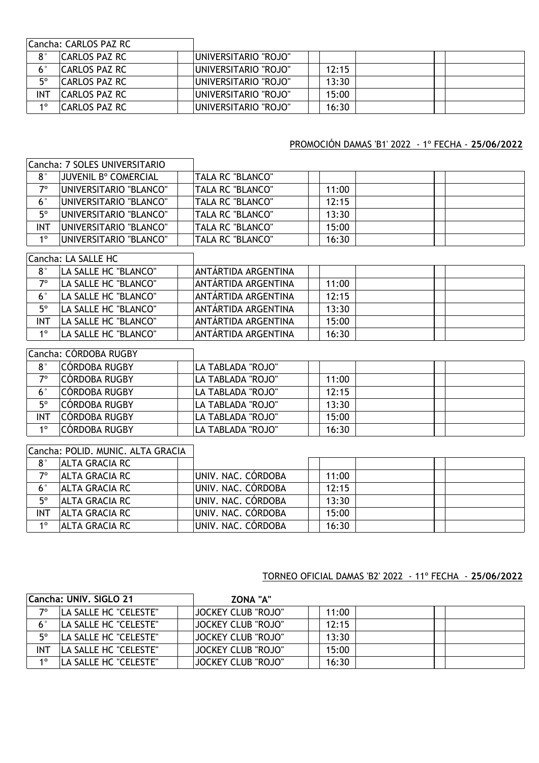| Cancha: CARLOS PAZ RC | | | | | | | | |
|---|---|---|---|---|---|---|---|---|
| 8° | CARLOS PAZ RC | | UNIVERSITARIO "ROJO" | | | | | |
| 6° | CARLOS PAZ RC | | UNIVERSITARIO "ROJO" | | 12:15 | | | |
| 5° | CARLOS PAZ RC | | UNIVERSITARIO "ROJO" | | 13:30 | | | |
| INT | CARLOS PAZ RC | | UNIVERSITARIO "ROJO" | | 15:00 | | | |
| 1° | CARLOS PAZ RC | | UNIVERSITARIO "ROJO" | | 16:30 | | | |

PROMOCIÓN DAMAS 'B1' 2022 - 1º FECHA - **25/06/2022**

| Cancha: 7 SOLES UNIVERSITARIO | | | | | | | | |
|---|---|---|---|---|---|---|---|---|
| 8° | JUVENIL Bº COMERCIAL | | TALA RC "BLANCO" | | | | | |
| 7° | UNIVERSITARIO "BLANCO" | | TALA RC "BLANCO" | | 11:00 | | | |
| 6° | UNIVERSITARIO "BLANCO" | | TALA RC "BLANCO" | | 12:15 | | | |
| 5° | UNIVERSITARIO "BLANCO" | | TALA RC "BLANCO" | | 13:30 | | | |
| INT | UNIVERSITARIO "BLANCO" | | TALA RC "BLANCO" | | 15:00 | | | |
| 1° | UNIVERSITARIO "BLANCO" | | TALA RC "BLANCO" | | 16:30 | | | |

| Cancha: LA SALLE HC | | | | | | | | |
|---|---|---|---|---|---|---|---|---|
| 8° | LA SALLE HC "BLANCO" | | ANTÁRTIDA ARGENTINA | | | | | |
| 7° | LA SALLE HC "BLANCO" | | ANTÁRTIDA ARGENTINA | | 11:00 | | | |
| 6° | LA SALLE HC "BLANCO" | | ANTÁRTIDA ARGENTINA | | 12:15 | | | |
| 5° | LA SALLE HC "BLANCO" | | ANTÁRTIDA ARGENTINA | | 13:30 | | | |
| INT | LA SALLE HC "BLANCO" | | ANTÁRTIDA ARGENTINA | | 15:00 | | | |
| 1° | LA SALLE HC "BLANCO" | | ANTÁRTIDA ARGENTINA | | 16:30 | | | |

| Cancha: CÓRDOBA RUGBY | | | | | | | | |
|---|---|---|---|---|---|---|---|---|
| 8° | CÓRDOBA RUGBY | | LA TABLADA "ROJO" | | | | | |
| 7° | CÓRDOBA RUGBY | | LA TABLADA "ROJO" | | 11:00 | | | |
| 6° | CÓRDOBA RUGBY | | LA TABLADA "ROJO" | | 12:15 | | | |
| 5° | CÓRDOBA RUGBY | | LA TABLADA "ROJO" | | 13:30 | | | |
| INT | CÓRDOBA RUGBY | | LA TABLADA "ROJO" | | 15:00 | | | |
| 1° | CÓRDOBA RUGBY | | LA TABLADA "ROJO" | | 16:30 | | | |

| Cancha: POLID. MUNIC. ALTA GRACIA | | | | | | | | |
|---|---|---|---|---|---|---|---|---|
| 8° | ALTA GRACIA RC | | | | | | | |
| 7° | ALTA GRACIA RC | | UNIV. NAC. CÓRDOBA | | 11:00 | | | |
| 6° | ALTA GRACIA RC | | UNIV. NAC. CÓRDOBA | | 12:15 | | | |
| 5° | ALTA GRACIA RC | | UNIV. NAC. CÓRDOBA | | 13:30 | | | |
| INT | ALTA GRACIA RC | | UNIV. NAC. CÓRDOBA | | 15:00 | | | |
| 1° | ALTA GRACIA RC | | UNIV. NAC. CÓRDOBA | | 16:30 | | | |

TORNEO OFICIAL DAMAS 'B2' 2022 - 11º FECHA - **25/06/2022**

| **Cancha: UNIV. SIGLO 21** | | | **ZONA "A"** | | | | | |
|---|---|---|---|---|---|---|---|---|
| 7° | LA SALLE HC "CELESTE" | | JOCKEY CLUB "ROJO" | | 11:00 | | | |
| 6° | LA SALLE HC "CELESTE" | | JOCKEY CLUB "ROJO" | | 12:15 | | | |
| 5° | LA SALLE HC "CELESTE" | | JOCKEY CLUB "ROJO" | | 13:30 | | | |
| INT | LA SALLE HC "CELESTE" | | JOCKEY CLUB "ROJO" | | 15:00 | | | |
| 1° | LA SALLE HC "CELESTE" | | JOCKEY CLUB "ROJO" | | 16:30 | | | |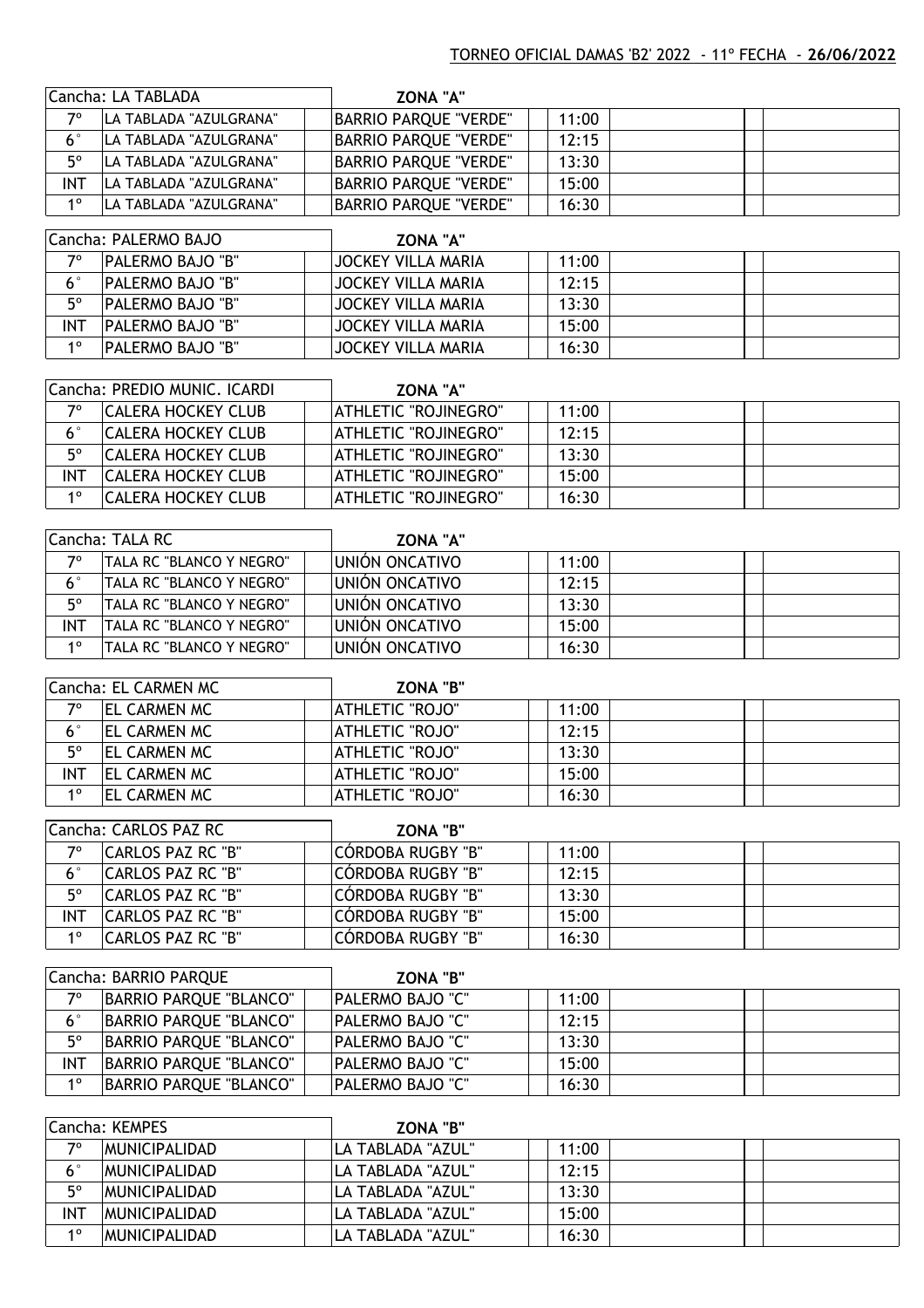TORNEO OFICIAL DAMAS 'B2' 2022 - 11º FECHA - **26/06/2022**

| Cancha: LA TABLADA | | | ZONA "A" | | | | | |
|---|---|---|---|---|---|---|---|---|
| 7º | LA TABLADA "AZULGRANA" | | BARRIO PARQUE "VERDE" | | 11:00 | | | |
| 6° | LA TABLADA "AZULGRANA" | | BARRIO PARQUE "VERDE" | | 12:15 | | | |
| 5º | LA TABLADA "AZULGRANA" | | BARRIO PARQUE "VERDE" | | 13:30 | | | |
| INT | LA TABLADA "AZULGRANA" | | BARRIO PARQUE "VERDE" | | 15:00 | | | |
| 1º | LA TABLADA "AZULGRANA" | | BARRIO PARQUE "VERDE" | | 16:30 | | | |

| Cancha: PALERMO BAJO | | | ZONA "A" | | | | | |
|---|---|---|---|---|---|---|---|---|
| 7º | PALERMO BAJO "B" | | JOCKEY VILLA MARIA | | 11:00 | | | |
| 6° | PALERMO BAJO "B" | | JOCKEY VILLA MARIA | | 12:15 | | | |
| 5º | PALERMO BAJO "B" | | JOCKEY VILLA MARIA | | 13:30 | | | |
| INT | PALERMO BAJO "B" | | JOCKEY VILLA MARIA | | 15:00 | | | |
| 1º | PALERMO BAJO "B" | | JOCKEY VILLA MARIA | | 16:30 | | | |

| Cancha: PREDIO MUNIC. ICARDI | | | ZONA "A" | | | | | |
|---|---|---|---|---|---|---|---|---|
| 7º | CALERA HOCKEY CLUB | | ATHLETIC "ROJINEGRO" | | 11:00 | | | |
| 6° | CALERA HOCKEY CLUB | | ATHLETIC "ROJINEGRO" | | 12:15 | | | |
| 5º | CALERA HOCKEY CLUB | | ATHLETIC "ROJINEGRO" | | 13:30 | | | |
| INT | CALERA HOCKEY CLUB | | ATHLETIC "ROJINEGRO" | | 15:00 | | | |
| 1º | CALERA HOCKEY CLUB | | ATHLETIC "ROJINEGRO" | | 16:30 | | | |

| Cancha: TALA RC | | | ZONA "A" | | | | | |
|---|---|---|---|---|---|---|---|---|
| 7º | TALA RC "BLANCO Y NEGRO" | | UNIÓN ONCATIVO | | 11:00 | | | |
| 6° | TALA RC "BLANCO Y NEGRO" | | UNIÓN ONCATIVO | | 12:15 | | | |
| 5º | TALA RC "BLANCO Y NEGRO" | | UNIÓN ONCATIVO | | 13:30 | | | |
| INT | TALA RC "BLANCO Y NEGRO" | | UNIÓN ONCATIVO | | 15:00 | | | |
| 1º | TALA RC "BLANCO Y NEGRO" | | UNIÓN ONCATIVO | | 16:30 | | | |

| Cancha: EL CARMEN MC | | | ZONA "B" | | | | | |
|---|---|---|---|---|---|---|---|---|
| 7º | EL CARMEN MC | | ATHLETIC "ROJO" | | 11:00 | | | |
| 6° | EL CARMEN MC | | ATHLETIC "ROJO" | | 12:15 | | | |
| 5º | EL CARMEN MC | | ATHLETIC "ROJO" | | 13:30 | | | |
| INT | EL CARMEN MC | | ATHLETIC "ROJO" | | 15:00 | | | |
| 1º | EL CARMEN MC | | ATHLETIC "ROJO" | | 16:30 | | | |

| Cancha: CARLOS PAZ RC | | | ZONA "B" | | | | | |
|---|---|---|---|---|---|---|---|---|
| 7º | CARLOS PAZ RC "B" | | CÓRDOBA RUGBY "B" | | 11:00 | | | |
| 6° | CARLOS PAZ RC "B" | | CÓRDOBA RUGBY "B" | | 12:15 | | | |
| 5º | CARLOS PAZ RC "B" | | CÓRDOBA RUGBY "B" | | 13:30 | | | |
| INT | CARLOS PAZ RC "B" | | CÓRDOBA RUGBY "B" | | 15:00 | | | |
| 1º | CARLOS PAZ RC "B" | | CÓRDOBA RUGBY "B" | | 16:30 | | | |

| Cancha: BARRIO PARQUE | | | ZONA "B" | | | | | |
|---|---|---|---|---|---|---|---|---|
| 7º | BARRIO PARQUE "BLANCO" | | PALERMO BAJO "C" | | 11:00 | | | |
| 6° | BARRIO PARQUE "BLANCO" | | PALERMO BAJO "C" | | 12:15 | | | |
| 5º | BARRIO PARQUE "BLANCO" | | PALERMO BAJO "C" | | 13:30 | | | |
| INT | BARRIO PARQUE "BLANCO" | | PALERMO BAJO "C" | | 15:00 | | | |
| 1º | BARRIO PARQUE "BLANCO" | | PALERMO BAJO "C" | | 16:30 | | | |

| Cancha: KEMPES | | | ZONA "B" | | | | | |
|---|---|---|---|---|---|---|---|---|
| 7º | MUNICIPALIDAD | | LA TABLADA "AZUL" | | 11:00 | | | |
| 6° | MUNICIPALIDAD | | LA TABLADA "AZUL" | | 12:15 | | | |
| 5º | MUNICIPALIDAD | | LA TABLADA "AZUL" | | 13:30 | | | |
| INT | MUNICIPALIDAD | | LA TABLADA "AZUL" | | 15:00 | | | |
| 1º | MUNICIPALIDAD | | LA TABLADA "AZUL" | | 16:30 | | | |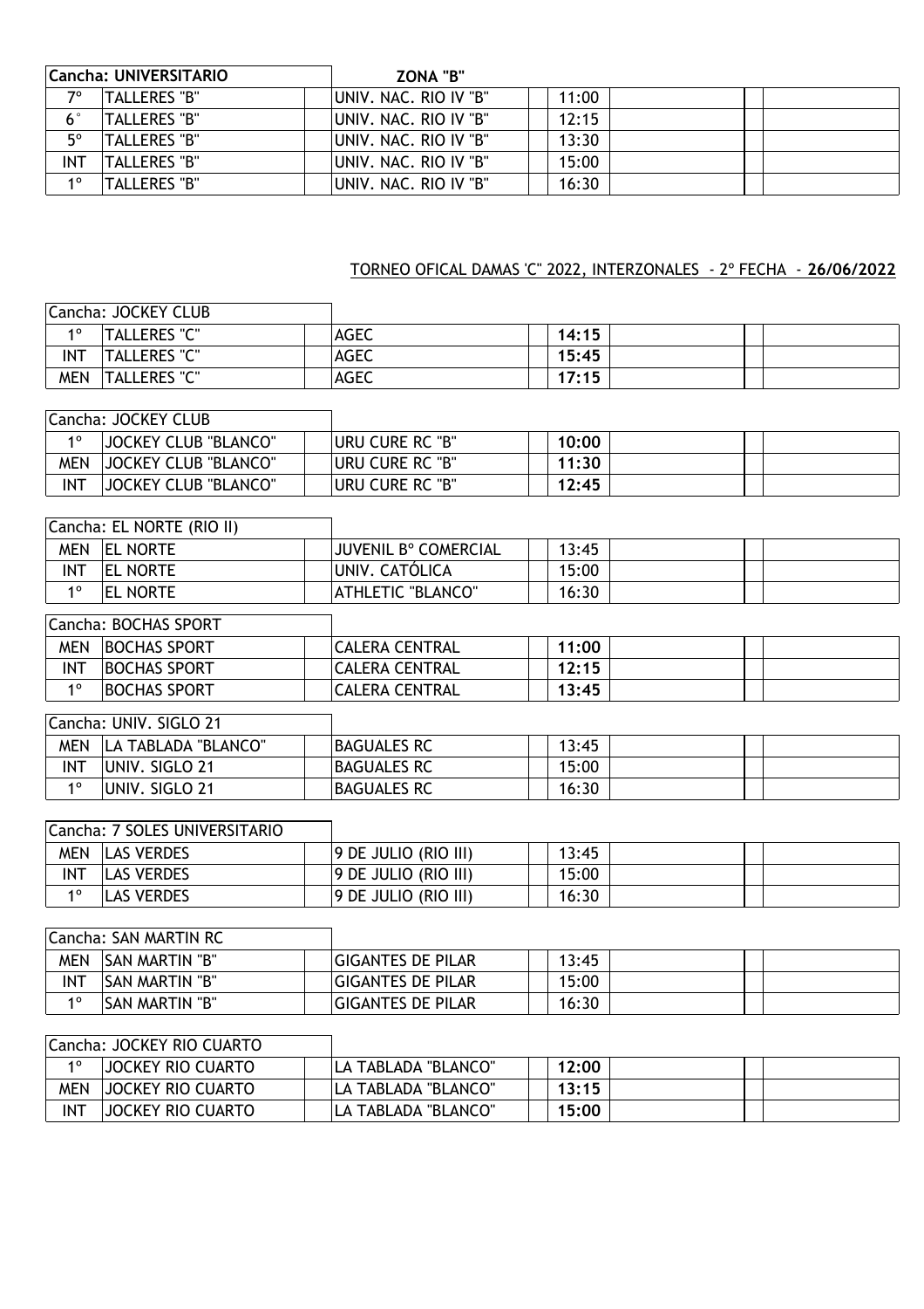| Cancha: UNIVERSITARIO | | | ZONA "B" | | | | | |
|---|---|---|---|---|---|---|---|---|
| 7º | TALLERES "B" | | UNIV. NAC. RIO IV "B" | | 11:00 | | | |
| 6° | TALLERES "B" | | UNIV. NAC. RIO IV "B" | | 12:15 | | | |
| 5º | TALLERES "B" | | UNIV. NAC. RIO IV "B" | | 13:30 | | | |
| INT | TALLERES "B" | | UNIV. NAC. RIO IV "B" | | 15:00 | | | |
| 1º | TALLERES "B" | | UNIV. NAC. RIO IV "B" | | 16:30 | | | |

TORNEO OFICAL DAMAS 'C" 2022, INTERZONALES - 2º FECHA - **26/06/2022**

| Cancha: JOCKEY CLUB | | | | | | | | |
|---|---|---|---|---|---|---|---|---|
| 1º | TALLERES "C" | | AGEC | | **14:15** | | | |
| INT | TALLERES "C" | | AGEC | | **15:45** | | | |
| MEN | TALLERES "C" | | AGEC | | **17:15** | | | |

| Cancha: JOCKEY CLUB | | | | | | | | |
|---|---|---|---|---|---|---|---|---|
| 1º | JOCKEY CLUB "BLANCO" | | URU CURE RC "B" | | **10:00** | | | |
| MEN | JOCKEY CLUB "BLANCO" | | URU CURE RC "B" | | **11:30** | | | |
| INT | JOCKEY CLUB "BLANCO" | | URU CURE RC "B" | | **12:45** | | | |

| Cancha: EL NORTE (RIO II) | | | | | | | | |
|---|---|---|---|---|---|---|---|---|
| MEN | EL NORTE | | JUVENIL Bº COMERCIAL | | 13:45 | | | |
| INT | EL NORTE | | UNIV. CATÓLICA | | 15:00 | | | |
| 1º | EL NORTE | | ATHLETIC "BLANCO" | | 16:30 | | | |

| Cancha: BOCHAS SPORT | | | | | | | | |
|---|---|---|---|---|---|---|---|---|
| MEN | BOCHAS SPORT | | CALERA CENTRAL | | **11:00** | | | |
| INT | BOCHAS SPORT | | CALERA CENTRAL | | **12:15** | | | |
| 1º | BOCHAS SPORT | | CALERA CENTRAL | | **13:45** | | | |

| Cancha: UNIV. SIGLO 21 | | | | | | | | |
|---|---|---|---|---|---|---|---|---|
| MEN | LA TABLADA "BLANCO" | | BAGUALES RC | | 13:45 | | | |
| INT | UNIV. SIGLO 21 | | BAGUALES RC | | 15:00 | | | |
| 1º | UNIV. SIGLO 21 | | BAGUALES RC | | 16:30 | | | |

| Cancha: 7 SOLES UNIVERSITARIO | | | | | | | | |
|---|---|---|---|---|---|---|---|---|
| MEN | LAS VERDES | | 9 DE JULIO (RIO III) | | 13:45 | | | |
| INT | LAS VERDES | | 9 DE JULIO (RIO III) | | 15:00 | | | |
| 1º | LAS VERDES | | 9 DE JULIO (RIO III) | | 16:30 | | | |

| Cancha: SAN MARTIN RC | | | | | | | | |
|---|---|---|---|---|---|---|---|---|
| MEN | SAN MARTIN "B" | | GIGANTES DE PILAR | | 13:45 | | | |
| INT | SAN MARTIN "B" | | GIGANTES DE PILAR | | 15:00 | | | |
| 1º | SAN MARTIN "B" | | GIGANTES DE PILAR | | 16:30 | | | |

| Cancha: JOCKEY RIO CUARTO | | | | | | | | |
|---|---|---|---|---|---|---|---|---|
| 1º | JOCKEY RIO CUARTO | | LA TABLADA "BLANCO" | | **12:00** | | | |
| MEN | JOCKEY RIO CUARTO | | LA TABLADA "BLANCO" | | **13:15** | | | |
| INT | JOCKEY RIO CUARTO | | LA TABLADA "BLANCO" | | **15:00** | | | |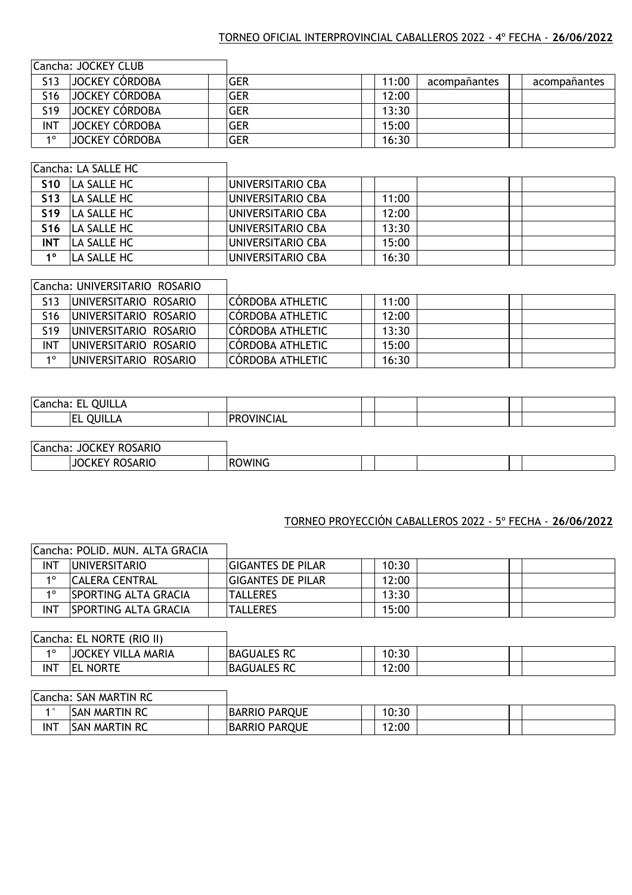## TORNEO OFICIAL INTERPROVINCIAL CABALLEROS 2022 - 4º FECHA - **26/06/2022**

| Cancha: JOCKEY CLUB | | | | | | | | |
|---|---|---|---|---|---|---|---|---|
| S13 | JOCKEY CÓRDOBA | | GER | | 11:00 | acompañantes | | acompañantes |
| S16 | JOCKEY CÓRDOBA | | GER | | 12:00 | | | |
| S19 | JOCKEY CÓRDOBA | | GER | | 13:30 | | | |
| INT | JOCKEY CÓRDOBA | | GER | | 15:00 | | | |
| 1º | JOCKEY CÓRDOBA | | GER | | 16:30 | | | |

| Cancha: LA SALLE HC | | | | | | | | |
|---|---|---|---|---|---|---|---|---|
| **S10** | LA SALLE HC | | UNIVERSITARIO CBA | | | | | |
| **S13** | LA SALLE HC | | UNIVERSITARIO CBA | | 11:00 | | | |
| **S19** | LA SALLE HC | | UNIVERSITARIO CBA | | 12:00 | | | |
| **S16** | LA SALLE HC | | UNIVERSITARIO CBA | | 13:30 | | | |
| **INT** | LA SALLE HC | | UNIVERSITARIO CBA | | 15:00 | | | |
| **1º** | LA SALLE HC | | UNIVERSITARIO CBA | | 16:30 | | | |

| Cancha: UNIVERSITARIO ROSARIO | | | | | | | | |
|---|---|---|---|---|---|---|---|---|
| S13 | UNIVERSITARIO ROSARIO | | CÓRDOBA ATHLETIC | | 11:00 | | | |
| S16 | UNIVERSITARIO ROSARIO | | CÓRDOBA ATHLETIC | | 12:00 | | | |
| S19 | UNIVERSITARIO ROSARIO | | CÓRDOBA ATHLETIC | | 13:30 | | | |
| INT | UNIVERSITARIO ROSARIO | | CÓRDOBA ATHLETIC | | 15:00 | | | |
| 1º | UNIVERSITARIO ROSARIO | | CÓRDOBA ATHLETIC | | 16:30 | | | |

| Cancha: EL QUILLA | | | | | | | | |
|---|---|---|---|---|---|---|---|---|
| | EL QUILLA | | PROVINCIAL | | | | | |

| Cancha: JOCKEY ROSARIO | | | | | | | | |
|---|---|---|---|---|---|---|---|---|
| | JOCKEY ROSARIO | | ROWING | | | | | |

## TORNEO PROYECCIÓN CABALLEROS 2022 - 5º FECHA - **26/06/2022**

| Cancha: POLID. MUN. ALTA GRACIA | | | | | | | | |
|---|---|---|---|---|---|---|---|---|
| INT | UNIVERSITARIO | | GIGANTES DE PILAR | | 10:30 | | | |
| 1º | CALERA CENTRAL | | GIGANTES DE PILAR | | 12:00 | | | |
| 1º | SPORTING ALTA GRACIA | | TALLERES | | 13:30 | | | |
| INT | SPORTING ALTA GRACIA | | TALLERES | | 15:00 | | | |

| Cancha: EL NORTE (RIO II) | | | | | | | | |
|---|---|---|---|---|---|---|---|---|
| 1º | JOCKEY VILLA MARIA | | BAGUALES RC | | 10:30 | | | |
| INT | EL NORTE | | BAGUALES RC | | 12:00 | | | |

| Cancha: SAN MARTIN RC | | | | | | | | |
|---|---|---|---|---|---|---|---|---|
| 1° | SAN MARTIN RC | | BARRIO PARQUE | | 10:30 | | | |
| INT | SAN MARTIN RC | | BARRIO PARQUE | | 12:00 | | | |